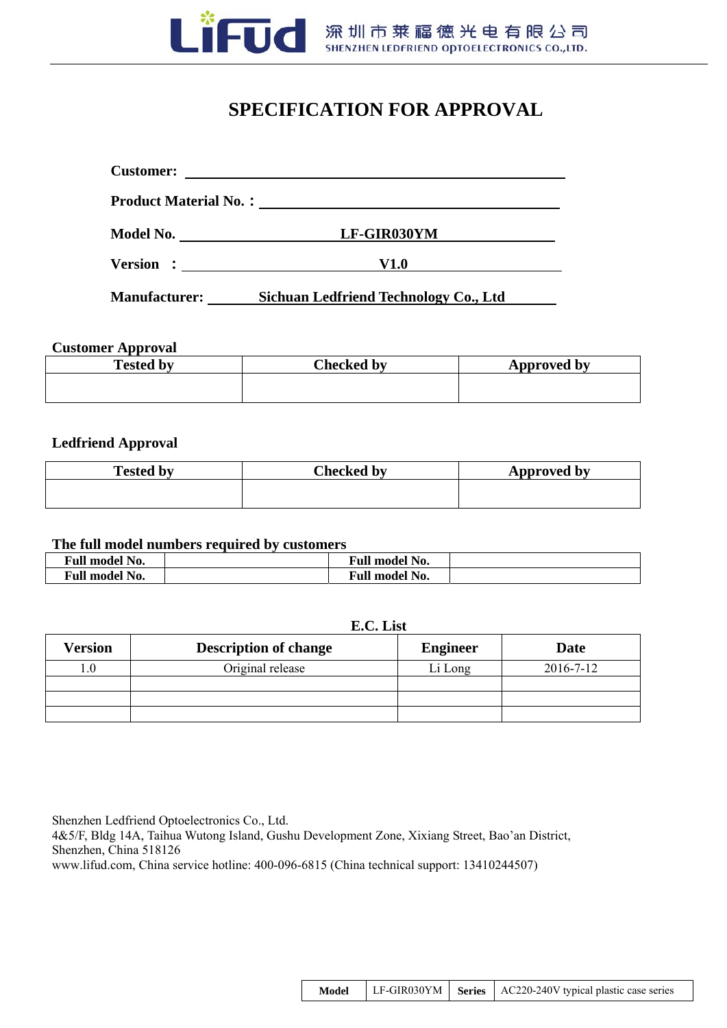LiFud 深圳市莱福德光电有限公司 SHENZHEN LEDFRIEND OPTOELECTRONICS CO.,LTD.

# SPECIFICATION FOR APPROVAL

**Customer:** ______________________

**Product Material No. :** ______________________

**Model No.** **LF-GIR030YM**

**Version :** **V1.0**

**Manufacturer:** **Sichuan Ledfriend Technology Co., Ltd**

**Customer Approval**

| Tested by | Checked by | Approved by |
|---|---|---|
| | | |

**Ledfriend Approval**

| Tested by | Checked by | Approved by |
|---|---|---|
| | | |

**The full model numbers required by customers**

| Full model No. | | Full model No. | |
|---|---|---|---|
| **Full model No.** | | **Full model No.** | |

**E.C. List**

| Version | Description of change | Engineer | Date |
|---|---|---|---|
| 1.0 | Original release | Li Long | 2016-7-12 |
| | | | |
| | | | |
| | | | |

Shenzhen Ledfriend Optoelectronics Co., Ltd.
4&5/F, Bldg 14A, Taihua Wutong Island, Gushu Development Zone, Xixiang Street, Bao'an District, Shenzhen, China 518126
www.lifud.com, China service hotline: 400-096-6815 (China technical support: 13410244507)

| Model | LF-GIR030YM | Series | AC220-240V typical plastic case series |
|---|---|---|---|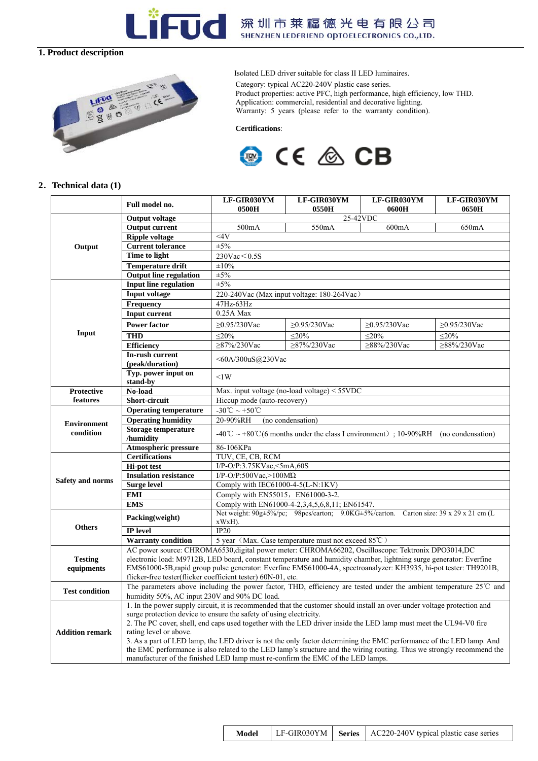## 1. Product description

Isolated LED driver suitable for class II LED luminaires.

Category: typical AC220-240V plastic case series.

Product properties: active PFC, high performance, high efficiency, low THD.

Application: commercial, residential and decorative lighting.

Warranty: 5 years (please refer to the warranty condition).

**Certifications**:

## 2. Technical data (1)

| | Full model no. | LF-GIR030YM 0500H | LF-GIR030YM 0550H | LF-GIR030YM 0600H | LF-GIR030YM 0650H |
|---|---|---|---|---|---|
| Output | Output voltage | 25-42VDC | | | |
| | Output current | 500mA | 550mA | 600mA | 650mA |
| | Ripple voltage | <4V | | | |
| | Current tolerance | ±5% | | | |
| | Time to light | 230Vac＜0.5S | | | |
| | Temperature drift | ±10% | | | |
| | Output line regulation | ±5% | | | |
| Input | Input line regulation | ±5% | | | |
| | Input voltage | 220-240Vac (Max input voltage: 180-264Vac） | | | |
| | Frequency | 47Hz-63Hz | | | |
| | Input current | 0.25A Max | | | |
| | Power factor | ≥0.95/230Vac | ≥0.95/230Vac | ≥0.95/230Vac | ≥0.95/230Vac |
| | THD | ≤20% | ≤20% | ≤20% | ≤20% |
| | Efficiency | ≥87%/230Vac | ≥87%/230Vac | ≥88%/230Vac | ≥88%/230Vac |
| | In-rush current (peak/duration) | <60A/300uS@230Vac | | | |
| | Typ. power input on stand-by | <1W | | | |
| Protective features | No-load | Max. input voltage (no-load voltage) < 55VDC | | | |
| | Short-circuit | Hiccup mode (auto-recovery) | | | |
| Environment condition | Operating temperature | -30℃ ~ +50℃ | | | |
| | Operating humidity | 20-90%RH (no condensation) | | | |
| | Storage temperature /humidity | -40℃ ~ +80℃(6 months under the class I environment）; 10-90%RH (no condensation) | | | |
| | Atmospheric pressure | 86-106KPa | | | |
| Safety and norms | Certifications | TUV, CE, CB, RCM | | | |
| | Hi-pot test | I/P-O/P:3.75KVac,<5mA,60S | | | |
| | Insulation resistance | I/P-O/P:500Vac,>100MΩ | | | |
| | Surge level | Comply with IEC61000-4-5(L-N:1KV) | | | |
| | EMI | Comply with EN55015， EN61000-3-2. | | | |
| | EMS | Comply with EN61000-4-2,3,4,5,6,8,11; EN61547. | | | |
| Others | Packing(weight) | Net weight: 90g±5%/pc; 98pcs/carton; 9.0KG±5%/carton. Carton size: 39 x 29 x 21 cm (L xWxH). | | | |
| | IP level | IP20 | | | |
| | Warranty condition | 5 year（Max. Case temperature must not exceed 85℃） | | | |
| Testing equipments | AC power source: CHROMA6530,digital power meter: CHROMA66202, Oscilloscope: Tektronix DPO3014,DC electronic load: M9712B, LED board, constant temperature and humidity chamber, lightning surge generator: Everfine EMS61000-5B,rapid group pulse generator: Everfine EMS61000-4A, spectroanalyzer: KH3935, hi-pot tester: TH9201B, flicker-free tester(flicker coefficient tester) 60N-01, etc. | | | | |
| Test condition | The parameters above including the power factor, THD, efficiency are tested under the ambient temperature 25℃ and humidity 50%, AC input 230V and 90% DC load. | | | | |
| Addition remark | 1. In the power supply circuit, it is recommended that the customer should install an over-under voltage protection and surge protection device to ensure the safety of using electricity. 2. The PC cover, shell, end caps used together with the LED driver inside the LED lamp must meet the UL94-V0 fire rating level or above. 3. As a part of LED lamp, the LED driver is not the only factor determining the EMC performance of the LED lamp. And the EMC performance is also related to the LED lamp's structure and the wiring routing. Thus we strongly recommend the manufacturer of the finished LED lamp must re-confirm the EMC of the LED lamps. | | | | |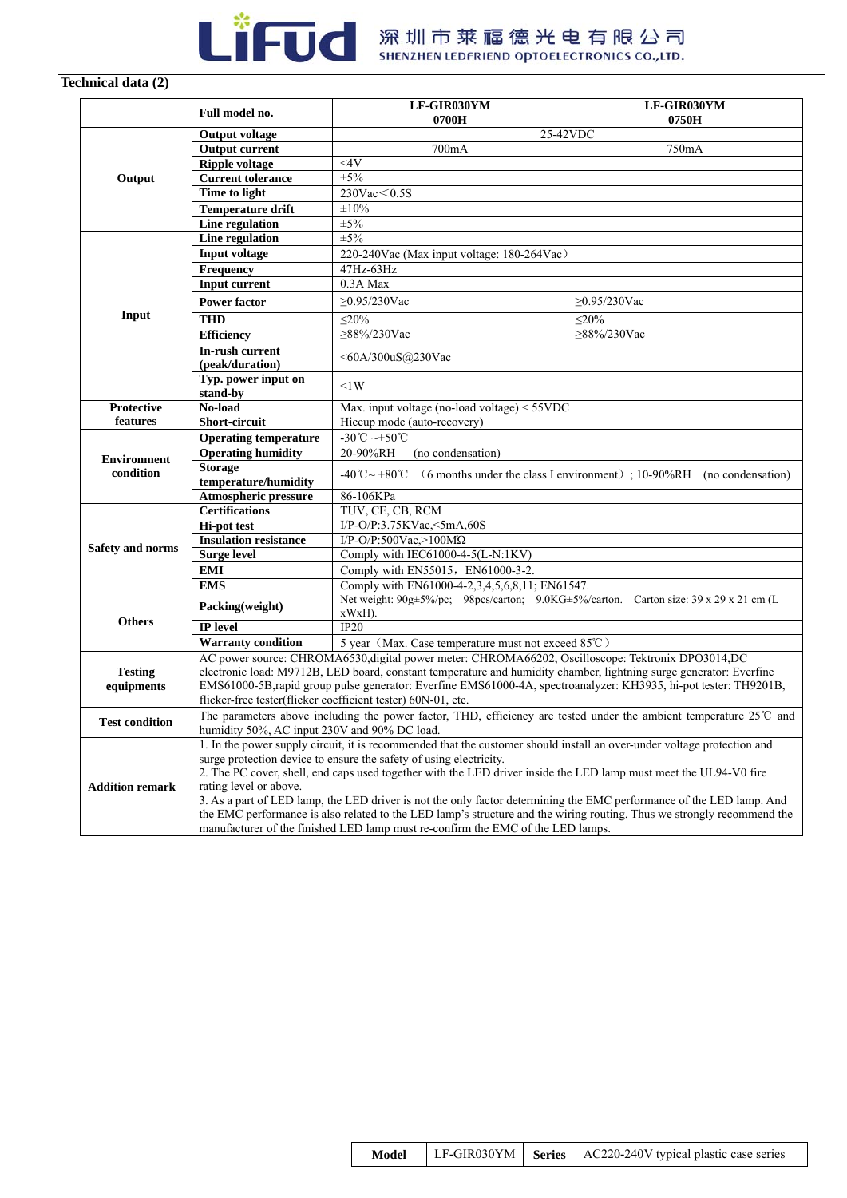## Technical data (2)

| | Full model no. | LF-GIR030YM 0700H | LF-GIR030YM 0750H |
|---|---|---|---|
| Output | Output voltage | 25-42VDC | |
| | Output current | 700mA | 750mA |
| | Ripple voltage | <4V | |
| | Current tolerance | ±5% | |
| | Time to light | 230Vac＜0.5S | |
| | Temperature drift | ±10% | |
| | Line regulation | ±5% | |
| Input | Line regulation | ±5% | |
| | Input voltage | 220-240Vac (Max input voltage: 180-264Vac） | |
| | Frequency | 47Hz-63Hz | |
| | Input current | 0.3A Max | |
| | Power factor | ≥0.95/230Vac | ≥0.95/230Vac |
| | THD | ≤20% | ≤20% |
| | Efficiency | ≥88%/230Vac | ≥88%/230Vac |
| | In-rush current (peak/duration) | <60A/300uS@230Vac | |
| | Typ. power input on stand-by | <1W | |
| Protective features | No-load | Max. input voltage (no-load voltage) < 55VDC | |
| | Short-circuit | Hiccup mode (auto-recovery) | |
| Environment condition | Operating temperature | -30℃ ~+50℃ | |
| | Operating humidity | 20-90%RH (no condensation) | |
| | Storage temperature/humidity | -40℃~ +80℃ （6 months under the class I environment）; 10-90%RH (no condensation) | |
| | Atmospheric pressure | 86-106KPa | |
| Safety and norms | Certifications | TUV, CE, CB, RCM | |
| | Hi-pot test | I/P-O/P:3.75KVac,<5mA,60S | |
| | Insulation resistance | I/P-O/P:500Vac,>100MΩ | |
| | Surge level | Comply with IEC61000-4-5(L-N:1KV) | |
| | EMI | Comply with EN55015，EN61000-3-2. | |
| | EMS | Comply with EN61000-4-2,3,4,5,6,8,11; EN61547. | |
| Others | Packing(weight) | Net weight: 90g±5%/pc; 98pcs/carton; 9.0KG±5%/carton. Carton size: 39 x 29 x 21 cm (L xWxH). | |
| | IP level | IP20 | |
| | Warranty condition | 5 year（Max. Case temperature must not exceed 85℃） | |
| Testing equipments | AC power source: CHROMA6530,digital power meter: CHROMA66202, Oscilloscope: Tektronix DPO3014,DC electronic load: M9712B, LED board, constant temperature and humidity chamber, lightning surge generator: Everfine EMS61000-5B,rapid group pulse generator: Everfine EMS61000-4A, spectroanalyzer: KH3935, hi-pot tester: TH9201B, flicker-free tester(flicker coefficient tester) 60N-01, etc. | | |
| Test condition | The parameters above including the power factor, THD, efficiency are tested under the ambient temperature 25℃ and humidity 50%, AC input 230V and 90% DC load. | | |
| Addition remark | 1. In the power supply circuit, it is recommended that the customer should install an over-under voltage protection and surge protection device to ensure the safety of using electricity.<br>2. The PC cover, shell, end caps used together with the LED driver inside the LED lamp must meet the UL94-V0 fire rating level or above.<br>3. As a part of LED lamp, the LED driver is not the only factor determining the EMC performance of the LED lamp. And the EMC performance is also related to the LED lamp's structure and the wiring routing. Thus we strongly recommend the manufacturer of the finished LED lamp must re-confirm the EMC of the LED lamps. | | |

| Model | LF-GIR030YM | Series | AC220-240V typical plastic case series |
|---|---|---|---|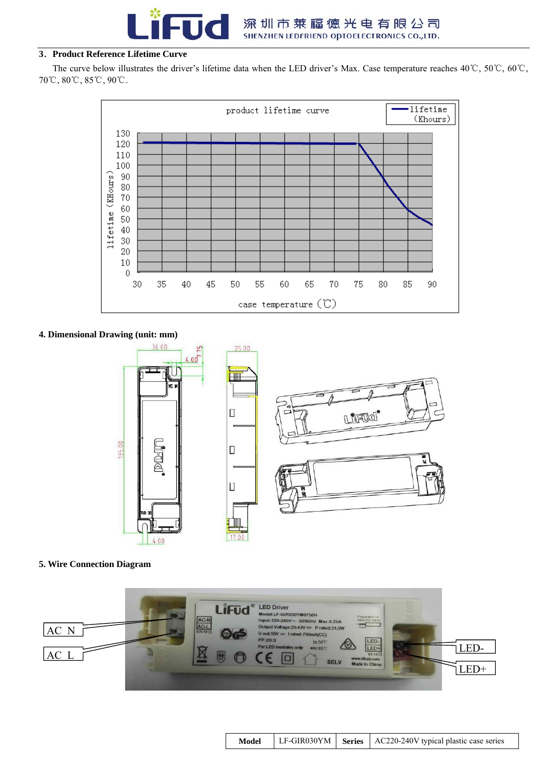## 3. Product Reference Lifetime Curve

The curve below illustrates the driver's lifetime data when the LED driver's Max. Case temperature reaches 40℃, 50℃, 60℃, 70℃, 80℃, 85℃, 90℃.

product lifetime curve

lifetime (Khours)

lifetime (KHours)

130
120
110
100
90
80
70
60
50
40
30
20
10
0

30 35 40 45 50 55 60 65 70 75 80 85 90

case temperature (℃)

## 4. Dimensional Drawing (unit: mm)

36.00
4.00
7.75
25.00
135.00
4.00
17.00

## 5. Wire Connection Diagram

AC N
AC L
LED-
LED+

| Model | LF-GIR030YM | Series | AC220-240V typical plastic case series |
|---|---|---|---|